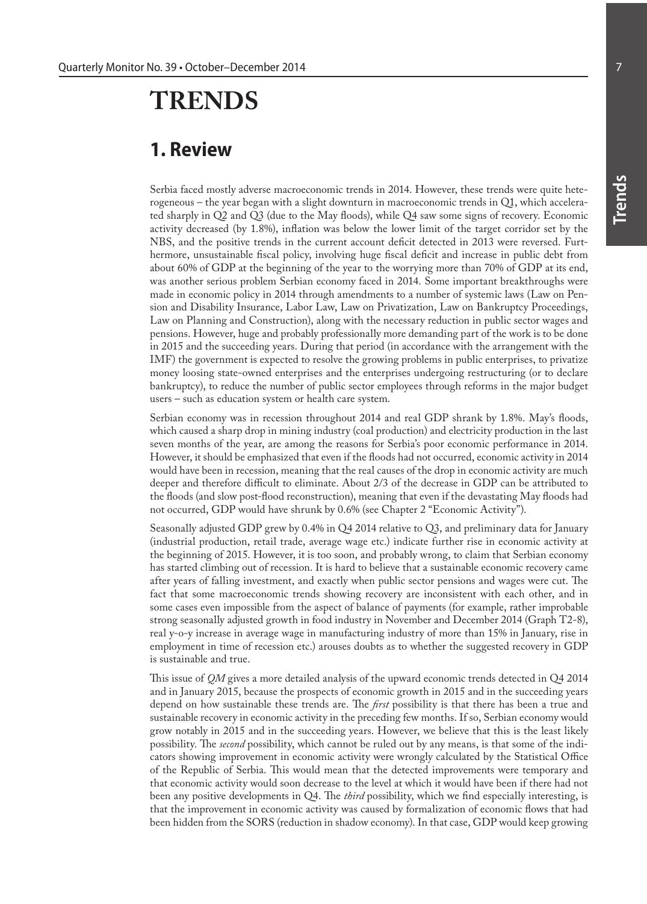# TRENDS

## 1. Review

Serbia faced mostly adverse macroeconomic trends in 2014. However, these trends were quite heterogeneous – the year began with a slight downturn in macroeconomic trends in Q1, which accelerated sharply in Q2 and Q3 (due to the May floods), while Q4 saw some signs of recovery. Economic activity decreased (by 1.8%), inflation was below the lower limit of the target corridor set by the NBS, and the positive trends in the current account deficit detected in 2013 were reversed. Furthermore, unsustainable fiscal policy, involving huge fiscal deficit and increase in public debt from about 60% of GDP at the beginning of the year to the worrying more than 70% of GDP at its end, was another serious problem Serbian economy faced in 2014. Some important breakthroughs were made in economic policy in 2014 through amendments to a number of systemic laws (Law on Pension and Disability Insurance, Labor Law, Law on Privatization, Law on Bankruptcy Proceedings, Law on Planning and Construction), along with the necessary reduction in public sector wages and pensions. However, huge and probably professionally more demanding part of the work is to be done in 2015 and the succeeding years. During that period (in accordance with the arrangement with the IMF) the government is expected to resolve the growing problems in public enterprises, to privatize money loosing state-owned enterprises and the enterprises undergoing restructuring (or to declare bankruptcy), to reduce the number of public sector employees through reforms in the major budget users – such as education system or health care system.

Serbian economy was in recession throughout 2014 and real GDP shrank by 1.8%. May's floods, which caused a sharp drop in mining industry (coal production) and electricity production in the last seven months of the year, are among the reasons for Serbia's poor economic performance in 2014. However, it should be emphasized that even if the floods had not occurred, economic activity in 2014 would have been in recession, meaning that the real causes of the drop in economic activity are much deeper and therefore difficult to eliminate. About 2/3 of the decrease in GDP can be attributed to the floods (and slow post-flood reconstruction), meaning that even if the devastating May floods had not occurred, GDP would have shrunk by 0.6% (see Chapter 2 "Economic Activity").

Seasonally adjusted GDP grew by 0.4% in Q4 2014 relative to Q3, and preliminary data for January (industrial production, retail trade, average wage etc.) indicate further rise in economic activity at the beginning of 2015. However, it is too soon, and probably wrong, to claim that Serbian economy has started climbing out of recession. It is hard to believe that a sustainable economic recovery came after years of falling investment, and exactly when public sector pensions and wages were cut. The fact that some macroeconomic trends showing recovery are inconsistent with each other, and in some cases even impossible from the aspect of balance of payments (for example, rather improbable strong seasonally adjusted growth in food industry in November and December 2014 (Graph T2-8), real y-o-y increase in average wage in manufacturing industry of more than 15% in January, rise in employment in time of recession etc.) arouses doubts as to whether the suggested recovery in GDP is sustainable and true.

This issue of *QM* gives a more detailed analysis of the upward economic trends detected in Q4 2014 and in January 2015, because the prospects of economic growth in 2015 and in the succeeding years depend on how sustainable these trends are. The *first* possibility is that there has been a true and sustainable recovery in economic activity in the preceding few months. If so, Serbian economy would grow notably in 2015 and in the succeeding years. However, we believe that this is the least likely possibility. The *second* possibility, which cannot be ruled out by any means, is that some of the indicators showing improvement in economic activity were wrongly calculated by the Statistical Office of the Republic of Serbia. This would mean that the detected improvements were temporary and that economic activity would soon decrease to the level at which it would have been if there had not been any positive developments in Q4. The *third* possibility, which we find especially interesting, is that the improvement in economic activity was caused by formalization of economic flows that had been hidden from the SORS (reduction in shadow economy). In that case, GDP would keep growing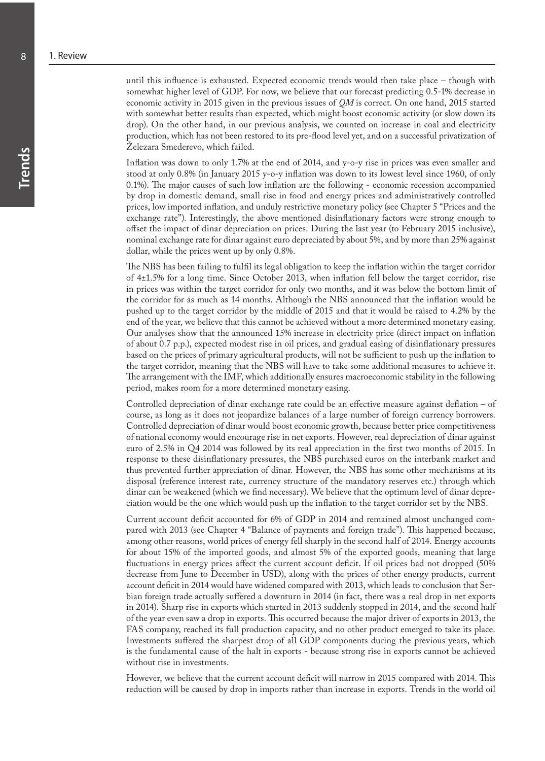until this influence is exhausted. Expected economic trends would then take place – though with somewhat higher level of GDP. For now, we believe that our forecast predicting 0.5-1% decrease in economic activity in 2015 given in the previous issues of *QM* is correct. On one hand, 2015 started with somewhat better results than expected, which might boost economic activity (or slow down its drop). On the other hand, in our previous analysis, we counted on increase in coal and electricity production, which has not been restored to its pre-flood level yet, and on a successful privatization of Železara Smederevo, which failed.

Inflation was down to only 1.7% at the end of 2014, and y-o-y rise in prices was even smaller and stood at only 0.8% (in January 2015 y-o-y inflation was down to its lowest level since 1960, of only 0.1%). The major causes of such low inflation are the following - economic recession accompanied by drop in domestic demand, small rise in food and energy prices and administratively controlled prices, low imported inflation, and unduly restrictive monetary policy (see Chapter 5 "Prices and the exchange rate"). Interestingly, the above mentioned disinflationary factors were strong enough to offset the impact of dinar depreciation on prices. During the last year (to February 2015 inclusive), nominal exchange rate for dinar against euro depreciated by about 5%, and by more than 25% against dollar, while the prices went up by only 0.8%.

The NBS has been failing to fulfil its legal obligation to keep the inflation within the target corridor of 4±1.5% for a long time. Since October 2013, when inflation fell below the target corridor, rise in prices was within the target corridor for only two months, and it was below the bottom limit of the corridor for as much as 14 months. Although the NBS announced that the inflation would be pushed up to the target corridor by the middle of 2015 and that it would be raised to 4.2% by the end of the year, we believe that this cannot be achieved without a more determined monetary easing. Our analyses show that the announced 15% increase in electricity price (direct impact on inflation of about 0.7 p.p.), expected modest rise in oil prices, and gradual easing of disinflationary pressures based on the prices of primary agricultural products, will not be sufficient to push up the inflation to the target corridor, meaning that the NBS will have to take some additional measures to achieve it. The arrangement with the IMF, which additionally ensures macroeconomic stability in the following period, makes room for a more determined monetary easing.

Controlled depreciation of dinar exchange rate could be an effective measure against deflation – of course, as long as it does not jeopardize balances of a large number of foreign currency borrowers. Controlled depreciation of dinar would boost economic growth, because better price competitiveness of national economy would encourage rise in net exports. However, real depreciation of dinar against euro of 2.5% in Q4 2014 was followed by its real appreciation in the first two months of 2015. In response to these disinflationary pressures, the NBS purchased euros on the interbank market and thus prevented further appreciation of dinar. However, the NBS has some other mechanisms at its disposal (reference interest rate, currency structure of the mandatory reserves etc.) through which dinar can be weakened (which we find necessary). We believe that the optimum level of dinar depreciation would be the one which would push up the inflation to the target corridor set by the NBS.

Current account deficit accounted for 6% of GDP in 2014 and remained almost unchanged compared with 2013 (see Chapter 4 "Balance of payments and foreign trade"). This happened because, among other reasons, world prices of energy fell sharply in the second half of 2014. Energy accounts for about 15% of the imported goods, and almost 5% of the exported goods, meaning that large fluctuations in energy prices affect the current account deficit. If oil prices had not dropped (50% decrease from June to December in USD), along with the prices of other energy products, current account deficit in 2014 would have widened compared with 2013, which leads to conclusion that Serbian foreign trade actually suffered a downturn in 2014 (in fact, there was a real drop in net exports in 2014). Sharp rise in exports which started in 2013 suddenly stopped in 2014, and the second half of the year even saw a drop in exports. This occurred because the major driver of exports in 2013, the FAS company, reached its full production capacity, and no other product emerged to take its place. Investments suffered the sharpest drop of all GDP components during the previous years, which is the fundamental cause of the halt in exports - because strong rise in exports cannot be achieved without rise in investments.

However, we believe that the current account deficit will narrow in 2015 compared with 2014. This reduction will be caused by drop in imports rather than increase in exports. Trends in the world oil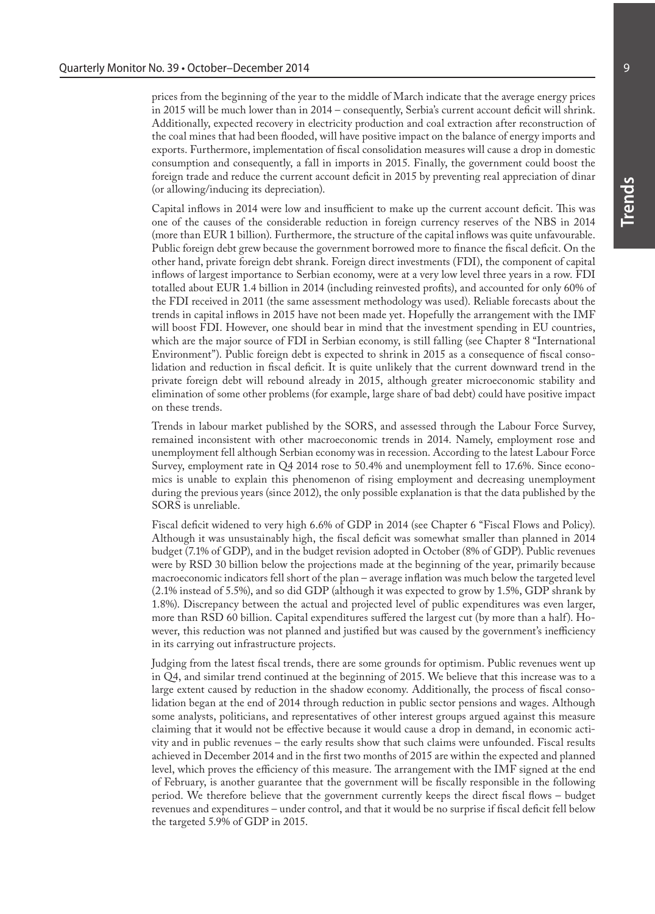prices from the beginning of the year to the middle of March indicate that the average energy prices in 2015 will be much lower than in 2014 – consequently, Serbia's current account deficit will shrink. Additionally, expected recovery in electricity production and coal extraction after reconstruction of the coal mines that had been flooded, will have positive impact on the balance of energy imports and exports. Furthermore, implementation of fiscal consolidation measures will cause a drop in domestic consumption and consequently, a fall in imports in 2015. Finally, the government could boost the foreign trade and reduce the current account deficit in 2015 by preventing real appreciation of dinar (or allowing/inducing its depreciation).

Capital inflows in 2014 were low and insufficient to make up the current account deficit. This was one of the causes of the considerable reduction in foreign currency reserves of the NBS in 2014 (more than EUR 1 billion). Furthermore, the structure of the capital inflows was quite unfavourable. Public foreign debt grew because the government borrowed more to finance the fiscal deficit. On the other hand, private foreign debt shrank. Foreign direct investments (FDI), the component of capital inflows of largest importance to Serbian economy, were at a very low level three years in a row. FDI totalled about EUR 1.4 billion in 2014 (including reinvested profits), and accounted for only 60% of the FDI received in 2011 (the same assessment methodology was used). Reliable forecasts about the trends in capital inflows in 2015 have not been made yet. Hopefully the arrangement with the IMF will boost FDI. However, one should bear in mind that the investment spending in EU countries, which are the major source of FDI in Serbian economy, is still falling (see Chapter 8 "International Environment"). Public foreign debt is expected to shrink in 2015 as a consequence of fiscal consolidation and reduction in fiscal deficit. It is quite unlikely that the current downward trend in the private foreign debt will rebound already in 2015, although greater microeconomic stability and elimination of some other problems (for example, large share of bad debt) could have positive impact on these trends.

Trends in labour market published by the SORS, and assessed through the Labour Force Survey, remained inconsistent with other macroeconomic trends in 2014. Namely, employment rose and unemployment fell although Serbian economy was in recession. According to the latest Labour Force Survey, employment rate in Q4 2014 rose to 50.4% and unemployment fell to 17.6%. Since economics is unable to explain this phenomenon of rising employment and decreasing unemployment during the previous years (since 2012), the only possible explanation is that the data published by the SORS is unreliable.

Fiscal deficit widened to very high 6.6% of GDP in 2014 (see Chapter 6 "Fiscal Flows and Policy). Although it was unsustainably high, the fiscal deficit was somewhat smaller than planned in 2014 budget (7.1% of GDP), and in the budget revision adopted in October (8% of GDP). Public revenues were by RSD 30 billion below the projections made at the beginning of the year, primarily because macroeconomic indicators fell short of the plan – average inflation was much below the targeted level (2.1% instead of 5.5%), and so did GDP (although it was expected to grow by 1.5%, GDP shrank by 1.8%). Discrepancy between the actual and projected level of public expenditures was even larger, more than RSD 60 billion. Capital expenditures suffered the largest cut (by more than a half). However, this reduction was not planned and justified but was caused by the government's inefficiency in its carrying out infrastructure projects.

Judging from the latest fiscal trends, there are some grounds for optimism. Public revenues went up in Q4, and similar trend continued at the beginning of 2015. We believe that this increase was to a large extent caused by reduction in the shadow economy. Additionally, the process of fiscal consolidation began at the end of 2014 through reduction in public sector pensions and wages. Although some analysts, politicians, and representatives of other interest groups argued against this measure claiming that it would not be effective because it would cause a drop in demand, in economic activity and in public revenues – the early results show that such claims were unfounded. Fiscal results achieved in December 2014 and in the first two months of 2015 are within the expected and planned level, which proves the efficiency of this measure. The arrangement with the IMF signed at the end of February, is another guarantee that the government will be fiscally responsible in the following period. We therefore believe that the government currently keeps the direct fiscal flows – budget revenues and expenditures – under control, and that it would be no surprise if fiscal deficit fell below the targeted 5.9% of GDP in 2015.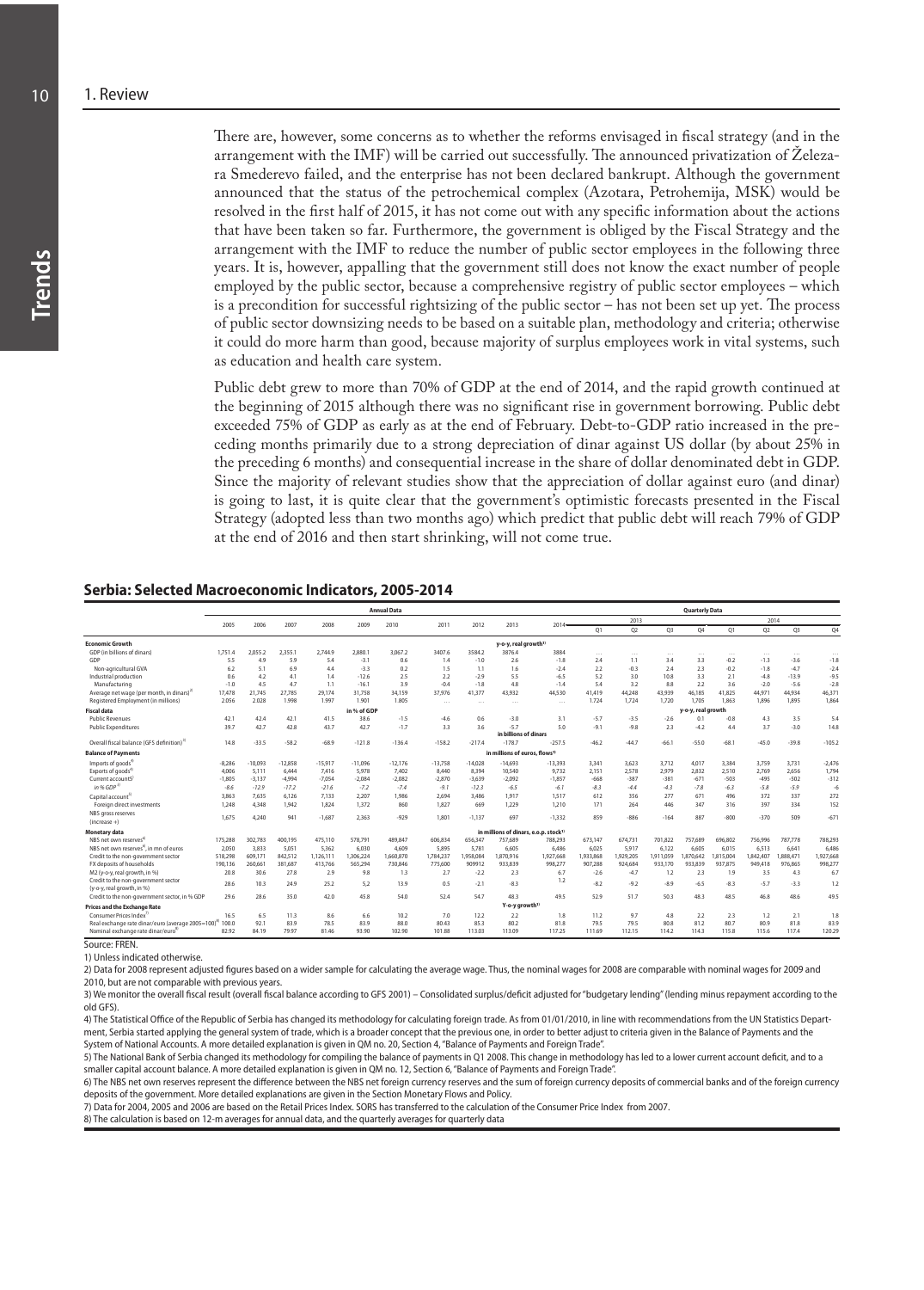There are, however, some concerns as to whether the reforms envisaged in fiscal strategy (and in the arrangement with the IMF) will be carried out successfully. The announced privatization of Železara Smederevo failed, and the enterprise has not been declared bankrupt. Although the government announced that the status of the petrochemical complex (Azotara, Petrohemija, MSK) would be resolved in the first half of 2015, it has not come out with any specific information about the actions that have been taken so far. Furthermore, the government is obliged by the Fiscal Strategy and the arrangement with the IMF to reduce the number of public sector employees in the following three years. It is, however, appalling that the government still does not know the exact number of people employed by the public sector, because a comprehensive registry of public sector employees – which is a precondition for successful rightsizing of the public sector – has not been set up yet. The process of public sector downsizing needs to be based on a suitable plan, methodology and criteria; otherwise it could do more harm than good, because majority of surplus employees work in vital systems, such as education and health care system.

Public debt grew to more than 70% of GDP at the end of 2014, and the rapid growth continued at the beginning of 2015 although there was no significant rise in government borrowing. Public debt exceeded 75% of GDP as early as at the end of February. Debt-to-GDP ratio increased in the preceding months primarily due to a strong depreciation of dinar against US dollar (by about 25% in the preceding 6 months) and consequential increase in the share of dollar denominated debt in GDP. Since the majority of relevant studies show that the appreciation of dollar against euro (and dinar) is going to last, it is quite clear that the government's optimistic forecasts presented in the Fiscal Strategy (adopted less than two months ago) which predict that public debt will reach 79% of GDP at the end of 2016 and then start shrinking, will not come true.

## Serbia: Selected Macroeconomic Indicators, 2005-2014

| | Annual Data | | | | | | | | | | Quarterly Data | | | | | | | |
|---|---|---|---|---|---|---|---|---|---|---|---|---|---|---|---|---|---|---|
| | 2005 | 2006 | 2007 | 2008 | 2009 | 2010 | 2011 | 2012 | 2013 | 2014 | 2013 | | | | 2014 | | | |
| | | | | | | | | | | | Q1 | Q2 | Q3 | Q4 | Q1 | Q2 | Q3 | Q4 |
| **Economic Growth** | y-o-y, real growth[1] | | | | | | | | | | | | | | | | | |
| GDP (in billions of dinars) | 1,751.4 | 2,055.2 | 2,355.1 | 2,744.9 | 2,880.1 | 3,067.2 | 3407.6 | 3584.2 | 3876.4 | 3884 | ... | ... | ... | ... | ... | ... | ... | ... |
| GDP | 5.5 | 4.9 | 5.9 | 5.4 | -3.1 | 0.6 | 1.4 | -1.0 | 2.6 | -1.8 | 2.4 | 1.1 | 3.4 | 3.3 | -0.2 | -1.3 | -3.6 | -1.8 |
| Non-agricultural GVA | 6.2 | 5.1 | 6.9 | 4.4 | -3.3 | 0.2 | 1.5 | 1.1 | 1.6 | -2.4 | 2.2 | -0.3 | 2.4 | 2.3 | -0.2 | -1.8 | -4.7 | -2.4 |
| Industrial production | 0.6 | 4.2 | 4.1 | 1.4 | -12.6 | 2.5 | 2.2 | -2.9 | 5.5 | -6.5 | 5.2 | 3.0 | 10.8 | 3.3 | 2.1 | -4.8 | -13.9 | -9.5 |
| Manufacturing | -1.0 | 4.5 | 4.7 | 1.1 | -16.1 | 3.9 | -0.4 | -1.8 | 4.8 | -1.4 | 5.4 | 3.2 | 8.8 | 2.2 | 3.6 | -2.0 | -5.6 | -2.8 |
| Average net wage (per month, in dinars)[2] | 17,478 | 21,745 | 27,785 | 29,174 | 31,758 | 34,159 | 37,976 | 41,377 | 43,932 | 44,530 | 41,419 | 44,248 | 43,939 | 46,185 | 41,825 | 44,971 | 44,934 | 46,371 |
| Registered Employment (in millions) | 2.056 | 2.028 | 1.998 | 1.997 | 1.901 | 1.805 | ... | ... | ... | ... | 1.724 | 1.724 | 1.720 | 1.705 | 1.863 | 1.896 | 1.895 | 1.864 |
| **Fiscal data** | | | | | in % of GDP | | | | | | y-o-y, real growth | | | | | | | |
| Public Revenues | 42.1 | 42.4 | 42.1 | 41.5 | 38.6 | -1.5 | -4.6 | 0.6 | -3.0 | 3.1 | -5.7 | -3.5 | -2.6 | 0.1 | -0.8 | 4.3 | 3.5 | 5.4 |
| Public Expenditures | 39.7 | 42.7 | 42.8 | 43.7 | 42.7 | -1.7 | 3.3 | 3.6 | -5.7 | 5.0 | -9.1 | -9.8 | 2.3 | -4.2 | 4.4 | 3.7 | -3.0 | 14.8 |
| | | | | | | | | | in billions of dinars | | | | | | | | | |
| Overall fiscal balance (GFS definition)[3] | 14.8 | -33.5 | -58.2 | -68.9 | -121.8 | -136.4 | -158.2 | -217.4 | -178.7 | -257.5 | -46.2 | -44.7 | -66.1 | -55.0 | -68.1 | -45.0 | -39.8 | -105.2 |
| **Balance of Payments** | in millions of euros, flows[1] | | | | | | | | | | | | | | | | | |
| Imports of goods[4] | -8,286 | -10,093 | -12,858 | -15,917 | -11,096 | -12,176 | -13,758 | -14,028 | -14,693 | -13,393 | 3,341 | 3,623 | 3,712 | 4,017 | 3,384 | 3,759 | 3,731 | -2,476 |
| Exports of goods[4] | 4,006 | 5,111 | 6,444 | 7,416 | 5,978 | 7,402 | 8,440 | 8,394 | 10,540 | 9,732 | 2,151 | 2,578 | 2,979 | 2,832 | 2,510 | 2,769 | 2,656 | 1,794 |
| Current account[5] | -1,805 | -3,137 | -4,994 | -7,054 | -2,084 | -2,082 | -2,870 | -3,639 | -2,092 | -1,857 | -668 | -387 | -381 | -671 | -503 | -495 | -502 | -312 |
| *in % GDP*[5] | *-8.6* | *-12.9* | *-17.2* | *-21.6* | *-7.2* | *-7.4* | *-9.1* | *-12.3* | *-6.5* | *-6.1* | *-8.3* | *-4.4* | *-4.3* | *-7.8* | *-6.3* | *-5.8* | *-5.9* | *-6* |
| Capital account[5] | 3,863 | 7,635 | 6,126 | 7,133 | 2,207 | 1,986 | 2,694 | 3,486 | 1,917 | 1,517 | 612 | 356 | 277 | 671 | 496 | 372 | 337 | 272 |
| Foreign direct investments | 1,248 | 4,348 | 1,942 | 1,824 | 1,372 | 860 | 1,827 | 669 | 1,229 | 1,210 | 171 | 264 | 446 | 347 | 316 | 397 | 334 | 152 |
| NBS gross reserves (increase +) | 1,675 | 4,240 | 941 | -1,687 | 2,363 | -929 | 1,801 | -1,137 | 697 | -1,332 | 859 | -886 | -164 | 887 | -800 | -370 | 509 | -671 |
| **Monetary data** | in millions of dinars, e.o.p. stock[1] | | | | | | | | | | | | | | | | | |
| NBS net own reserves[6] | 175,288 | 302,783 | 400,195 | 475,110 | 578,791 | 489,847 | 606,834 | 656,347 | 757,689 | 788,293 | 673,147 | 674,731 | 701,822 | 757,689 | 696,802 | 756,996 | 787,778 | 788,293 |
| NBS net own reserves[6], in mn of euros | 2,050 | 3,833 | 5,051 | 5,362 | 6,030 | 4,609 | 5,895 | 5,781 | 6,605 | 6,486 | 6,025 | 5,917 | 6,122 | 6,605 | 6,015 | 6,513 | 6,641 | 6,486 |
| Credit to the non-government sector | 518,298 | 609,171 | 842,512 | 1,126,111 | 1,306,224 | 1,660,870 | 1,784,237 | 1,958,084 | 1,870,916 | 1,927,668 | 1,933,868 | 1,929,205 | 1,911,059 | 1,870,642 | 1,815,004 | 1,842,407 | 1,888,471 | 1,927,668 |
| FX deposits of households | 190,136 | 260,661 | 381,687 | 413,766 | 565,294 | 730,846 | 775,600 | 909912 | 933,839 | 998,277 | 907,288 | 924,684 | 933,170 | 933,839 | 937,875 | 949,418 | 976,865 | 998,277 |
| M2 (y-o-y, real growth, in %) | 20.8 | 30.6 | 27.8 | 2.9 | 9.8 | 1.3 | 2.7 | -2.2 | 2.3 | 6.7 | -2.6 | -4.7 | 1.2 | 2.3 | 1.9 | 3.5 | 4.3 | 6.7 |
| Credit to the non-government sector (y-o-y, real growth, in %) | 28.6 | 10.3 | 24.9 | 25.2 | 5.2 | 13.9 | 0.5 | -2.1 | -8.3 | 1.2 | -8.2 | -9.2 | -8.9 | -6.5 | -8.3 | -5.7 | -3.3 | 1.2 |
| Credit to the non-government sector, in % GDP | 29.6 | 28.6 | 35.0 | 42.0 | 45.8 | 54.0 | 52.4 | 54.7 | 48.3 | 49.5 | 52.9 | 51.7 | 50.3 | 48.3 | 48.5 | 46.8 | 48.6 | 49.5 |
| **Prices and the Exchange Rate** | Y-o-y growth[1] | | | | | | | | | | | | | | | | | |
| Consumer Prices Index[7] | 16.5 | 6.5 | 11.3 | 8.6 | 6.6 | 10.2 | 7.0 | 12.2 | 2.2 | 1.8 | 11.2 | 9.7 | 4.8 | 2.2 | 2.3 | 1.2 | 2.1 | 1.8 |
| Real exchange rate dinar/euro (average 2005=100)[8] | 100.0 | 92.1 | 83.9 | 78.5 | 83.9 | 88.0 | 80.43 | 85.3 | 80.2 | 81.8 | 79.5 | 79.5 | 80.8 | 81.2 | 80.7 | 80.9 | 81.8 | 83.9 |
| Nominal exchange rate dinar/euro[8] | 82.92 | 84.19 | 79.97 | 81.46 | 93.90 | 102.90 | 101.88 | 113.03 | 113.09 | 117.25 | 111.69 | 112.15 | 114.2 | 114.3 | 115.8 | 115.6 | 117.4 | 120.29 |

Source: FREN.

1) Unless indicated otherwise.

2) Data for 2008 represent adjusted figures based on a wider sample for calculating the average wage. Thus, the nominal wages for 2008 are comparable with nominal wages for 2009 and 2010, but are not comparable with previous years.

3) We monitor the overall fiscal result (overall fiscal balance according to GFS 2001) – Consolidated surplus/deficit adjusted for "budgetary lending" (lending minus repayment according to the old GFS).

4) The Statistical Office of the Republic of Serbia has changed its methodology for calculating foreign trade. As from 01/01/2010, in line with recommendations from the UN Statistics Department, Serbia started applying the general system of trade, which is a broader concept that the previous one, in order to better adjust to criteria given in the Balance of Payments and the System of National Accounts. A more detailed explanation is given in QM no. 20, Section 4, "Balance of Payments and Foreign Trade".

5) The National Bank of Serbia changed its methodology for compiling the balance of payments in Q1 2008. This change in methodology has led to a lower current account deficit, and to a smaller capital account balance. A more detailed explanation is given in QM no. 12, Section 6, "Balance of Payments and Foreign Trade".

6) The NBS net own reserves represent the difference between the NBS net foreign currency reserves and the sum of foreign currency deposits of commercial banks and of the foreign currency deposits of the government. More detailed explanations are given in the Section Monetary Flows and Policy.

7) Data for 2004, 2005 and 2006 are based on the Retail Prices Index. SORS has transferred to the calculation of the Consumer Price Index from 2007.

8) The calculation is based on 12-m averages for annual data, and the quarterly averages for quarterly data